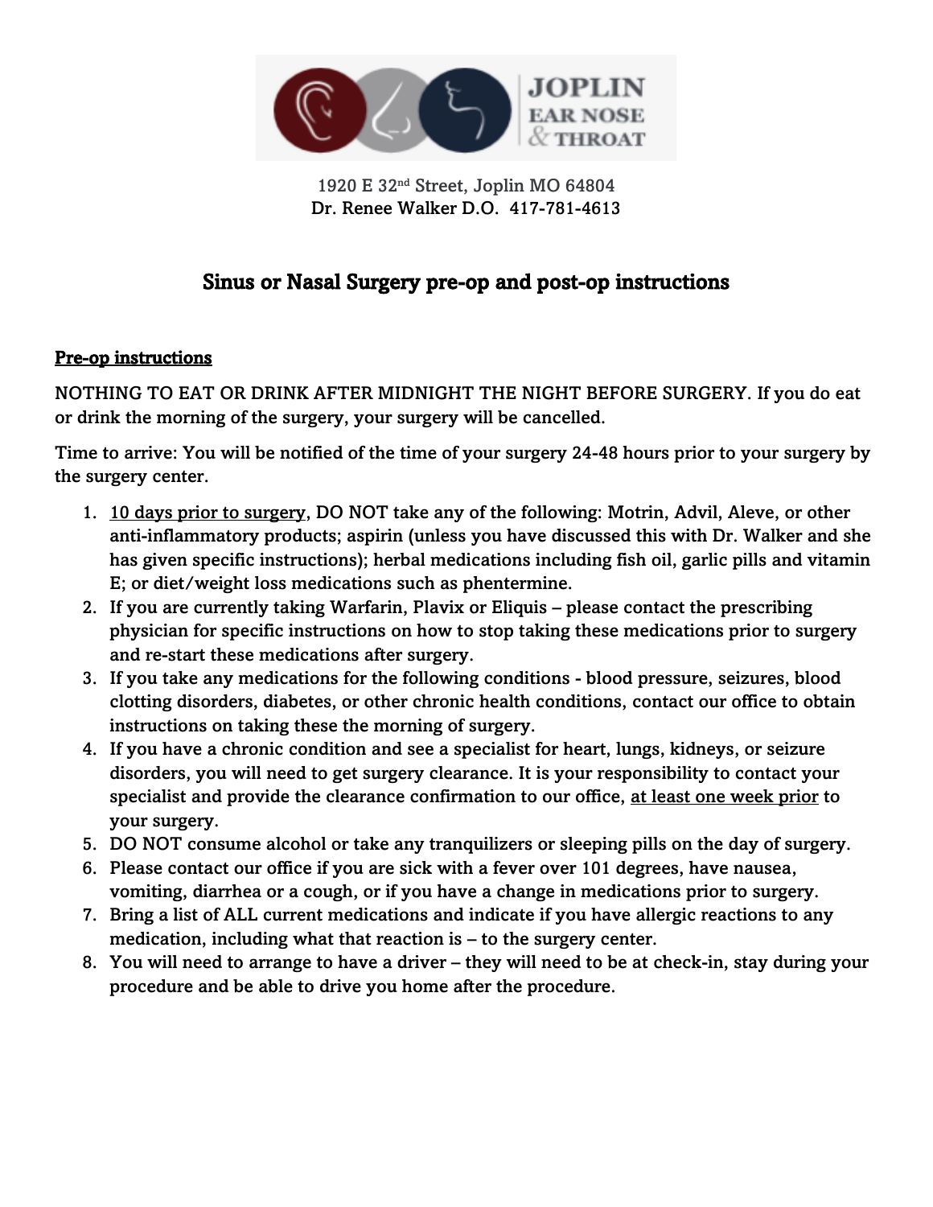JOPLIN EAR NOSE & THROAT

1920 E 32nd Street, Joplin MO 64804
Dr. Renee Walker D.O.  417-781-4613

# Sinus or Nasal Surgery pre-op and post-op instructions

## Pre-op instructions

NOTHING TO EAT OR DRINK AFTER MIDNIGHT THE NIGHT BEFORE SURGERY. If you do eat or drink the morning of the surgery, your surgery will be cancelled.

Time to arrive: You will be notified of the time of your surgery 24-48 hours prior to your surgery by the surgery center.

1. 10 days prior to surgery, DO NOT take any of the following: Motrin, Advil, Aleve, or other anti-inflammatory products; aspirin (unless you have discussed this with Dr. Walker and she has given specific instructions); herbal medications including fish oil, garlic pills and vitamin E; or diet/weight loss medications such as phentermine.
2. If you are currently taking Warfarin, Plavix or Eliquis – please contact the prescribing physician for specific instructions on how to stop taking these medications prior to surgery and re-start these medications after surgery.
3. If you take any medications for the following conditions - blood pressure, seizures, blood clotting disorders, diabetes, or other chronic health conditions, contact our office to obtain instructions on taking these the morning of surgery.
4. If you have a chronic condition and see a specialist for heart, lungs, kidneys, or seizure disorders, you will need to get surgery clearance. It is your responsibility to contact your specialist and provide the clearance confirmation to our office, at least one week prior to your surgery.
5. DO NOT consume alcohol or take any tranquilizers or sleeping pills on the day of surgery.
6. Please contact our office if you are sick with a fever over 101 degrees, have nausea, vomiting, diarrhea or a cough, or if you have a change in medications prior to surgery.
7. Bring a list of ALL current medications and indicate if you have allergic reactions to any medication, including what that reaction is – to the surgery center.
8. You will need to arrange to have a driver – they will need to be at check-in, stay during your procedure and be able to drive you home after the procedure.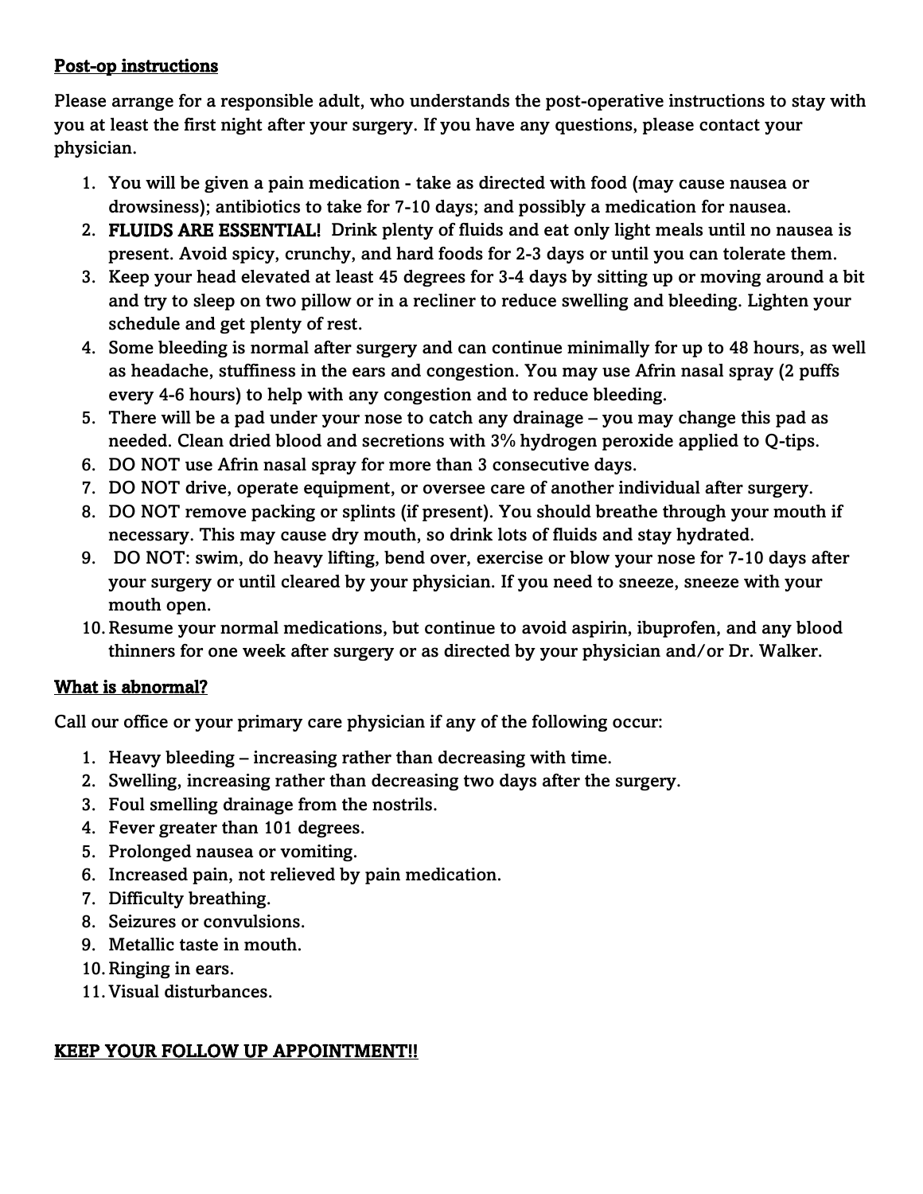**Post-op instructions**

Please arrange for a responsible adult, who understands the post-operative instructions to stay with you at least the first night after your surgery. If you have any questions, please contact your physician.

1. You will be given a pain medication - take as directed with food (may cause nausea or drowsiness); antibiotics to take for 7-10 days; and possibly a medication for nausea.
2. **FLUIDS ARE ESSENTIAL!** Drink plenty of fluids and eat only light meals until no nausea is present. Avoid spicy, crunchy, and hard foods for 2-3 days or until you can tolerate them.
3. Keep your head elevated at least 45 degrees for 3-4 days by sitting up or moving around a bit and try to sleep on two pillow or in a recliner to reduce swelling and bleeding. Lighten your schedule and get plenty of rest.
4. Some bleeding is normal after surgery and can continue minimally for up to 48 hours, as well as headache, stuffiness in the ears and congestion. You may use Afrin nasal spray (2 puffs every 4-6 hours) to help with any congestion and to reduce bleeding.
5. There will be a pad under your nose to catch any drainage – you may change this pad as needed. Clean dried blood and secretions with 3% hydrogen peroxide applied to Q-tips.
6. DO NOT use Afrin nasal spray for more than 3 consecutive days.
7. DO NOT drive, operate equipment, or oversee care of another individual after surgery.
8. DO NOT remove packing or splints (if present). You should breathe through your mouth if necessary. This may cause dry mouth, so drink lots of fluids and stay hydrated.
9. DO NOT: swim, do heavy lifting, bend over, exercise or blow your nose for 7-10 days after your surgery or until cleared by your physician. If you need to sneeze, sneeze with your mouth open.
10. Resume your normal medications, but continue to avoid aspirin, ibuprofen, and any blood thinners for one week after surgery or as directed by your physician and/or Dr. Walker.

**What is abnormal?**

Call our office or your primary care physician if any of the following occur:

1. Heavy bleeding – increasing rather than decreasing with time.
2. Swelling, increasing rather than decreasing two days after the surgery.
3. Foul smelling drainage from the nostrils.
4. Fever greater than 101 degrees.
5. Prolonged nausea or vomiting.
6. Increased pain, not relieved by pain medication.
7. Difficulty breathing.
8. Seizures or convulsions.
9. Metallic taste in mouth.
10. Ringing in ears.
11. Visual disturbances.

**KEEP YOUR FOLLOW UP APPOINTMENT!!**